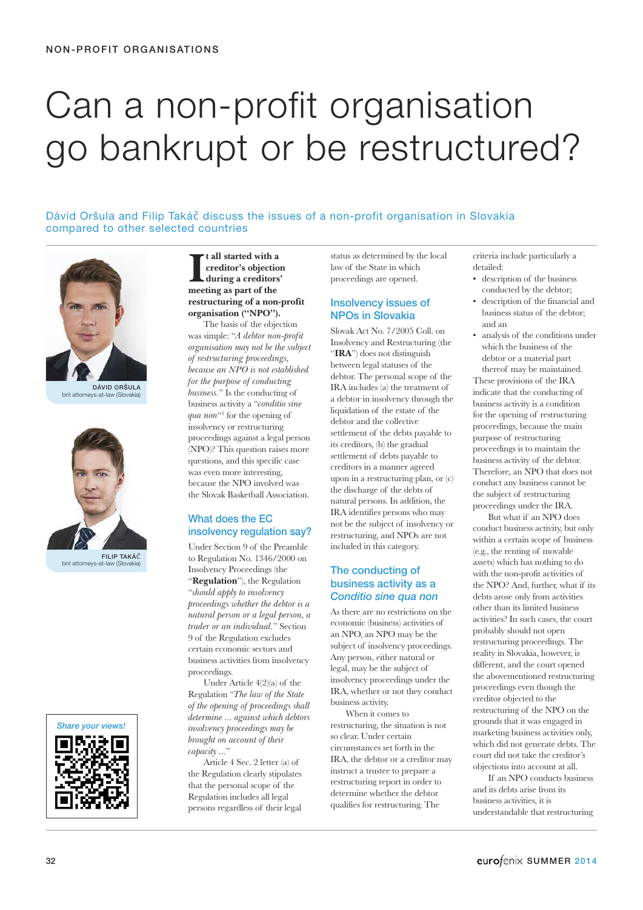NON-PROFIT ORGANISATIONS

# Can a non-profit organisation go bankrupt or be restructured?

Dávid Oršula and Filip Takáč discuss the issues of a non-profit organisation in Slovakia compared to other selected countries

DÁVID ORŠULA
bnt attorneys-at-law (Slovakia)

FILIP TAKÁČ
bnt attorneys-at-law (Slovakia)

*Share your views!*

**It all started with a creditor's objection during a creditors' meeting as part of the restructuring of a non-profit organisation ("NPO").**

The basis of the objection was simple: "*A debtor non-profit organisation may not be the subject of restructuring proceedings, because an NPO is not established for the purpose of conducting business.*" Is the conducting of business activity a "*conditio sine qua non*"[1] for the opening of insolvency or restructuring proceedings against a legal person (NPO)? This question raises more questions, and this specific case was even more interesting, because the NPO involved was the Slovak Basketball Association.

## What does the EC insolvency regulation say?

Under Section 9 of the Preamble to Regulation No. 1346/2000 on Insolvency Proceedings (the "**Regulation**"), the Regulation "*should apply to insolvency proceedings whether the debtor is a natural person or a legal person, a trader or an individual.*" Section 9 of the Regulation excludes certain economic sectors and business activities from insolvency proceedings.

Under Article 4(2)(a) of the Regulation "*The law of the State of the opening of proceedings shall determine ... against which debtors insolvency proceedings may be brought on account of their capacity ...*"

Article 4 Sec. 2 letter (a) of the Regulation clearly stipulates that the personal scope of the Regulation includes all legal persons regardless of their legal status as determined by the local law of the State in which proceedings are opened.

## Insolvency issues of NPOs in Slovakia

Slovak Act No. 7/2005 Coll. on Insolvency and Restructuring (the "**IRA**") does not distinguish between legal statuses of the debtor. The personal scope of the IRA includes (a) the treatment of a debtor in insolvency through the liquidation of the estate of the debtor and the collective settlement of the debts payable to its creditors, (b) the gradual settlement of debts payable to creditors in a manner agreed upon in a restructuring plan, or (c) the discharge of the debts of natural persons. In addition, the IRA identifies persons who may not be the subject of insolvency or restructuring, and NPOs are not included in this category.

## The conducting of business activity as a *Conditio sine qua non*

As there are no restrictions on the economic (business) activities of an NPO, an NPO may be the subject of insolvency proceedings. Any person, either natural or legal, may be the subject of insolvency proceedings under the IRA, whether or not they conduct business activity.

When it comes to restructuring, the situation is not so clear. Under certain circumstances set forth in the IRA, the debtor or a creditor may instruct a trustee to prepare a restructuring report in order to determine whether the debtor qualifies for restructuring. The criteria include particularly a detailed:

- description of the business conducted by the debtor;
- description of the financial and business status of the debtor; and an
- analysis of the conditions under which the business of the debtor or a material part thereof may be maintained.

These provisions of the IRA indicate that the conducting of business activity is a condition for the opening of restructuring proceedings, because the main purpose of restructuring proceedings is to maintain the business activity of the debtor. Therefore, an NPO that does not conduct any business cannot be the subject of restructuring proceedings under the IRA.

But what if an NPO does conduct business activity, but only within a certain scope of business (e.g., the renting of movable assets) which has nothing to do with the non-profit activities of the NPO? And, further, what if its debts arose only from activities other than its limited business activities? In such cases, the court probably should not open restructuring proceedings. The reality in Slovakia, however, is different, and the court opened the abovementioned restructuring proceedings even though the creditor objected to the restructuring of the NPO on the grounds that it was engaged in marketing business activities only, which did not generate debts. The court did not take the creditor's objections into account at all.

If an NPO conducts business and its debts arise from its business activities, it is understandable that restructuring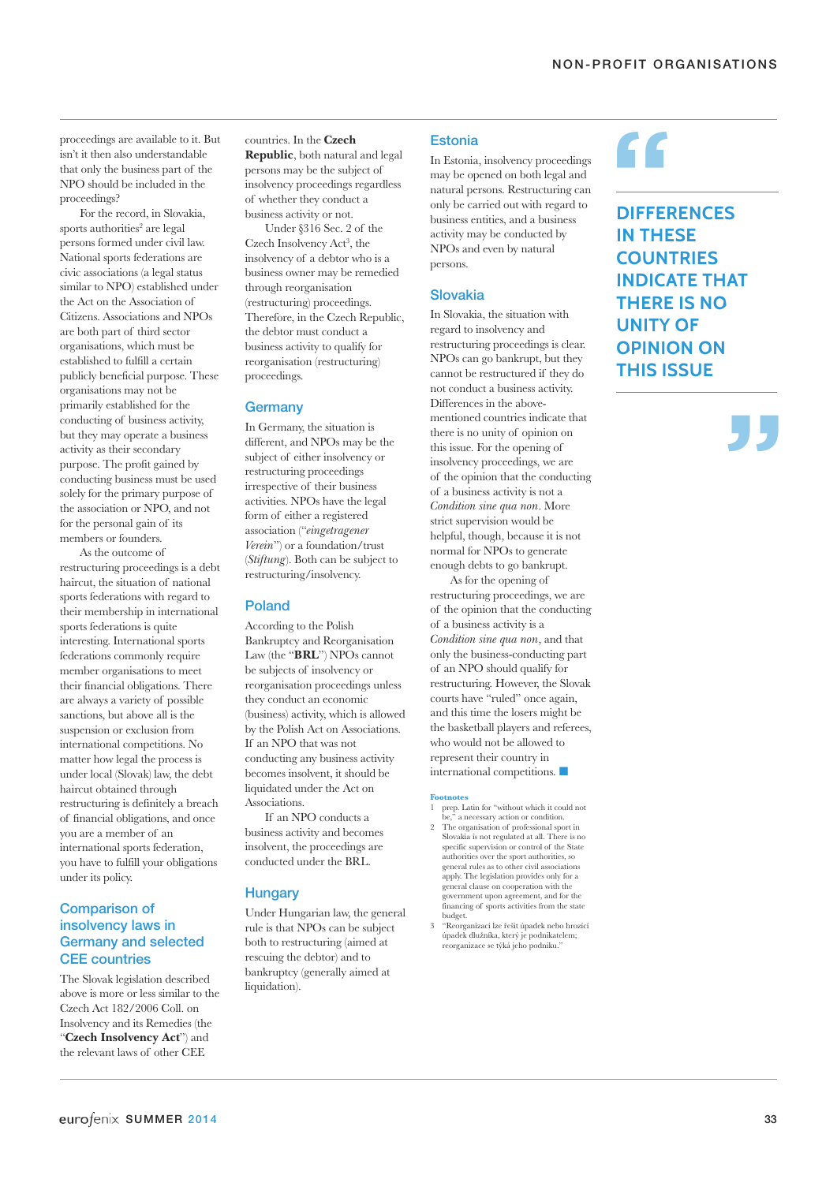proceedings are available to it. But isn't it then also understandable that only the business part of the NPO should be included in the proceedings?

For the record, in Slovakia, sports authorities[2] are legal persons formed under civil law. National sports federations are civic associations (a legal status similar to NPO) established under the Act on the Association of Citizens. Associations and NPOs are both part of third sector organisations, which must be established to fulfill a certain publicly beneficial purpose. These organisations may not be primarily established for the conducting of business activity, but they may operate a business activity as their secondary purpose. The profit gained by conducting business must be used solely for the primary purpose of the association or NPO, and not for the personal gain of its members or founders.

As the outcome of restructuring proceedings is a debt haircut, the situation of national sports federations with regard to their membership in international sports federations is quite interesting. International sports federations commonly require member organisations to meet their financial obligations. There are always a variety of possible sanctions, but above all is the suspension or exclusion from international competitions. No matter how legal the process is under local (Slovak) law, the debt haircut obtained through restructuring is definitely a breach of financial obligations, and once you are a member of an international sports federation, you have to fulfill your obligations under its policy.

## Comparison of insolvency laws in Germany and selected CEE countries

The Slovak legislation described above is more or less similar to the Czech Act 182/2006 Coll. on Insolvency and its Remedies (the "**Czech Insolvency Act**") and the relevant laws of other CEE countries. In the **Czech Republic**, both natural and legal persons may be the subject of insolvency proceedings regardless of whether they conduct a business activity or not.

Under §316 Sec. 2 of the Czech Insolvency Act[3], the insolvency of a debtor who is a business owner may be remedied through reorganisation (restructuring) proceedings. Therefore, in the Czech Republic, the debtor must conduct a business activity to qualify for reorganisation (restructuring) proceedings.

## Germany

In Germany, the situation is different, and NPOs may be the subject of either insolvency or restructuring proceedings irrespective of their business activities. NPOs have the legal form of either a registered association ("*eingetragener Verein*") or a foundation/trust (*Stiftung*). Both can be subject to restructuring/insolvency.

## Poland

According to the Polish Bankruptcy and Reorganisation Law (the "**BRL**") NPOs cannot be subjects of insolvency or reorganisation proceedings unless they conduct an economic (business) activity, which is allowed by the Polish Act on Associations. If an NPO that was not conducting any business activity becomes insolvent, it should be liquidated under the Act on Associations.

If an NPO conducts a business activity and becomes insolvent, the proceedings are conducted under the BRL.

## Hungary

Under Hungarian law, the general rule is that NPOs can be subject both to restructuring (aimed at rescuing the debtor) and to bankruptcy (generally aimed at liquidation).

## Estonia

In Estonia, insolvency proceedings may be opened on both legal and natural persons. Restructuring can only be carried out with regard to business entities, and a business activity may be conducted by NPOs and even by natural persons.

## Slovakia

In Slovakia, the situation with regard to insolvency and restructuring proceedings is clear. NPOs can go bankrupt, but they cannot be restructured if they do not conduct a business activity. Differences in the above-mentioned countries indicate that there is no unity of opinion on this issue. For the opening of insolvency proceedings, we are of the opinion that the conducting of a business activity is not a *Condition sine qua non*. More strict supervision would be helpful, though, because it is not normal for NPOs to generate enough debts to go bankrupt.

As for the opening of restructuring proceedings, we are of the opinion that the conducting of a business activity is a *Condition sine qua non*, and that only the business-conducting part of an NPO should qualify for restructuring. However, the Slovak courts have "ruled" once again, and this time the losers might be the basketball players and referees, who would not be allowed to represent their country in international competitions. ■

> **DIFFERENCES IN THESE COUNTRIES INDICATE THAT THERE IS NO UNITY OF OPINION ON THIS ISSUE**

**Footnotes**

1 prep. Latin for "without which it could not be," a necessary action or condition.

2 The organisation of professional sport in Slovakia is not regulated at all. There is no specific supervision or control of the State authorities over the sport authorities, so general rules as to other civil associations apply. The legislation provides only for a general clause on cooperation with the government upon agreement, and for the financing of sports activities from the state budget.

3 "Reorganizaci lze řešit úpadek nebo hrozící úpadek dlužníka, který je podnikatelem; reorganizace se týká jeho podniku."